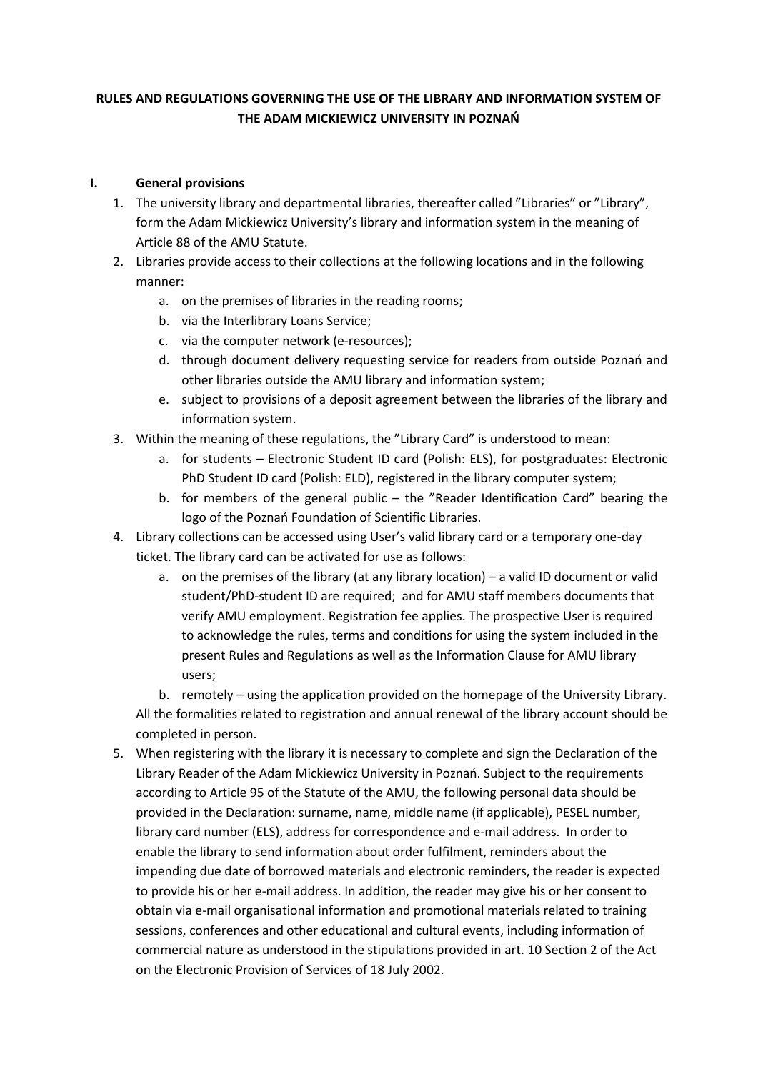**RULES AND REGULATIONS GOVERNING THE USE OF THE LIBRARY AND INFORMATION SYSTEM OF THE ADAM MICKIEWICZ UNIVERSITY IN POZNAŃ**

## I. General provisions

1. The university library and departmental libraries, thereafter called ”Libraries” or ”Library”, form the Adam Mickiewicz University's library and information system in the meaning of Article 88 of the AMU Statute.
2. Libraries provide access to their collections at the following locations and in the following manner:
   a. on the premises of libraries in the reading rooms;
   b. via the Interlibrary Loans Service;
   c. via the computer network (e-resources);
   d. through document delivery requesting service for readers from outside Poznań and other libraries outside the AMU library and information system;
   e. subject to provisions of a deposit agreement between the libraries of the library and information system.
3. Within the meaning of these regulations, the ”Library Card” is understood to mean:
   a. for students – Electronic Student ID card (Polish: ELS), for postgraduates: Electronic PhD Student ID card (Polish: ELD), registered in the library computer system;
   b. for members of the general public – the ”Reader Identification Card” bearing the logo of the Poznań Foundation of Scientific Libraries.
4. Library collections can be accessed using User's valid library card or a temporary one-day ticket. The library card can be activated for use as follows:
   a. on the premises of the library (at any library location) – a valid ID document or valid student/PhD-student ID are required; and for AMU staff members documents that verify AMU employment. Registration fee applies. The prospective User is required to acknowledge the rules, terms and conditions for using the system included in the present Rules and Regulations as well as the Information Clause for AMU library users;
   b. remotely – using the application provided on the homepage of the University Library.

   All the formalities related to registration and annual renewal of the library account should be completed in person.
5. When registering with the library it is necessary to complete and sign the Declaration of the Library Reader of the Adam Mickiewicz University in Poznań. Subject to the requirements according to Article 95 of the Statute of the AMU, the following personal data should be provided in the Declaration: surname, name, middle name (if applicable), PESEL number, library card number (ELS), address for correspondence and e-mail address. In order to enable the library to send information about order fulfilment, reminders about the impending due date of borrowed materials and electronic reminders, the reader is expected to provide his or her e-mail address. In addition, the reader may give his or her consent to obtain via e-mail organisational information and promotional materials related to training sessions, conferences and other educational and cultural events, including information of commercial nature as understood in the stipulations provided in art. 10 Section 2 of the Act on the Electronic Provision of Services of 18 July 2002.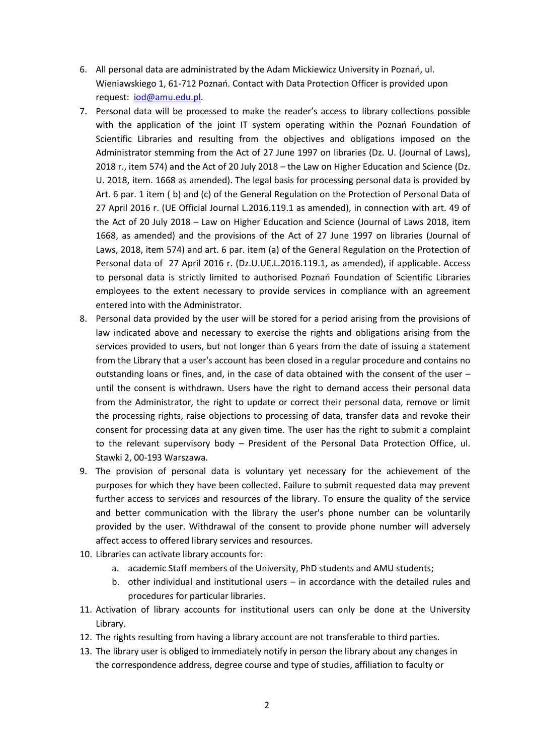6. All personal data are administrated by the Adam Mickiewicz University in Poznań, ul. Wieniawskiego 1, 61-712 Poznań. Contact with Data Protection Officer is provided upon request: [iod@amu.edu.pl](mailto:iod@amu.edu.pl).
7. Personal data will be processed to make the reader's access to library collections possible with the application of the joint IT system operating within the Poznań Foundation of Scientific Libraries and resulting from the objectives and obligations imposed on the Administrator stemming from the Act of 27 June 1997 on libraries (Dz. U. (Journal of Laws), 2018 r., item 574) and the Act of 20 July 2018 – the Law on Higher Education and Science (Dz. U. 2018, item. 1668 as amended). The legal basis for processing personal data is provided by Art. 6 par. 1 item ( b) and (c) of the General Regulation on the Protection of Personal Data of 27 April 2016 r. (UE Official Journal L.2016.119.1 as amended), in connection with art. 49 of the Act of 20 July 2018 – Law on Higher Education and Science (Journal of Laws 2018, item 1668, as amended) and the provisions of the Act of 27 June 1997 on libraries (Journal of Laws, 2018, item 574) and art. 6 par. item (a) of the General Regulation on the Protection of Personal data of 27 April 2016 r. (Dz.U.UE.L.2016.119.1, as amended), if applicable. Access to personal data is strictly limited to authorised Poznań Foundation of Scientific Libraries employees to the extent necessary to provide services in compliance with an agreement entered into with the Administrator.
8. Personal data provided by the user will be stored for a period arising from the provisions of law indicated above and necessary to exercise the rights and obligations arising from the services provided to users, but not longer than 6 years from the date of issuing a statement from the Library that a user's account has been closed in a regular procedure and contains no outstanding loans or fines, and, in the case of data obtained with the consent of the user – until the consent is withdrawn. Users have the right to demand access their personal data from the Administrator, the right to update or correct their personal data, remove or limit the processing rights, raise objections to processing of data, transfer data and revoke their consent for processing data at any given time. The user has the right to submit a complaint to the relevant supervisory body – President of the Personal Data Protection Office, ul. Stawki 2, 00-193 Warszawa.
9. The provision of personal data is voluntary yet necessary for the achievement of the purposes for which they have been collected. Failure to submit requested data may prevent further access to services and resources of the library. To ensure the quality of the service and better communication with the library the user's phone number can be voluntarily provided by the user. Withdrawal of the consent to provide phone number will adversely affect access to offered library services and resources.
10. Libraries can activate library accounts for:
    a. academic Staff members of the University, PhD students and AMU students;
    b. other individual and institutional users – in accordance with the detailed rules and procedures for particular libraries.
11. Activation of library accounts for institutional users can only be done at the University Library.
12. The rights resulting from having a library account are not transferable to third parties.
13. The library user is obliged to immediately notify in person the library about any changes in the correspondence address, degree course and type of studies, affiliation to faculty or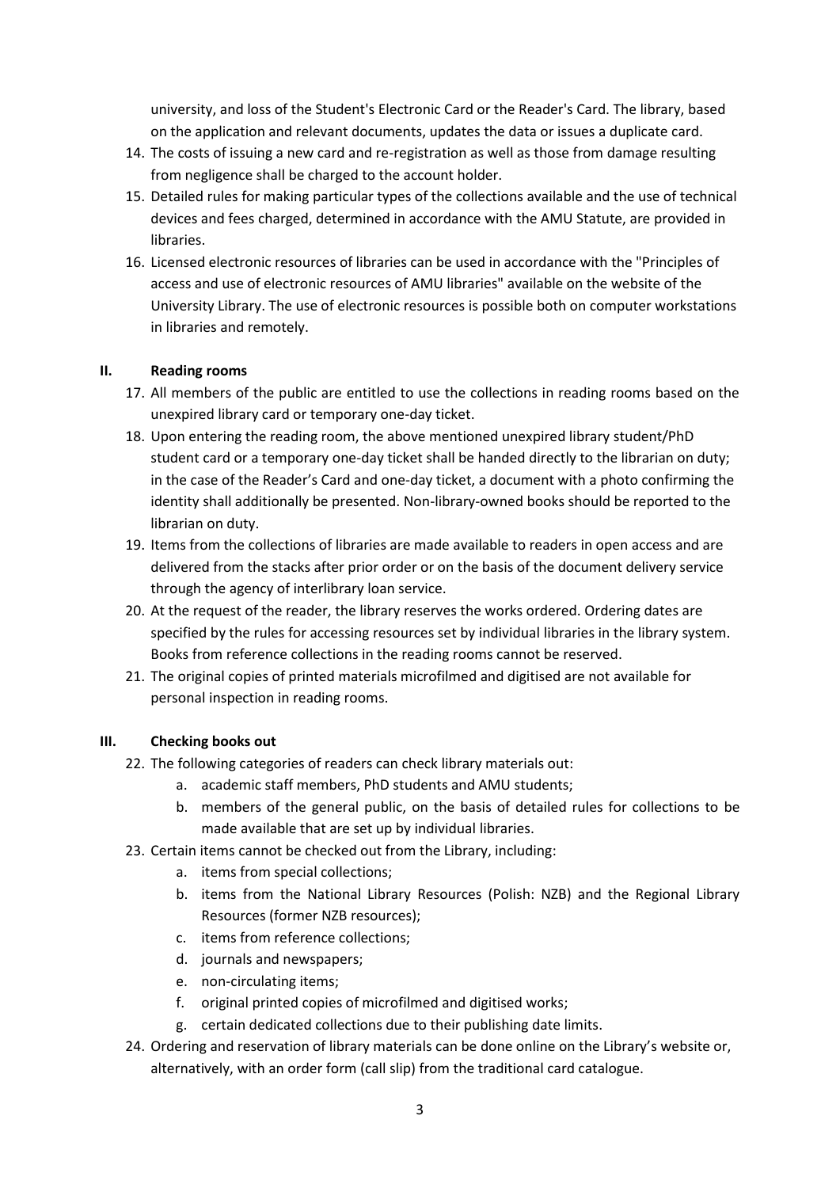university, and loss of the Student's Electronic Card or the Reader's Card. The library, based on the application and relevant documents, updates the data or issues a duplicate card.

14. The costs of issuing a new card and re-registration as well as those from damage resulting from negligence shall be charged to the account holder.
15. Detailed rules for making particular types of the collections available and the use of technical devices and fees charged, determined in accordance with the AMU Statute, are provided in libraries.
16. Licensed electronic resources of libraries can be used in accordance with the "Principles of access and use of electronic resources of AMU libraries" available on the website of the University Library. The use of electronic resources is possible both on computer workstations in libraries and remotely.

## II. Reading rooms

17. All members of the public are entitled to use the collections in reading rooms based on the unexpired library card or temporary one-day ticket.
18. Upon entering the reading room, the above mentioned unexpired library student/PhD student card or a temporary one-day ticket shall be handed directly to the librarian on duty; in the case of the Reader's Card and one-day ticket, a document with a photo confirming the identity shall additionally be presented. Non-library-owned books should be reported to the librarian on duty.
19. Items from the collections of libraries are made available to readers in open access and are delivered from the stacks after prior order or on the basis of the document delivery service through the agency of interlibrary loan service.
20. At the request of the reader, the library reserves the works ordered. Ordering dates are specified by the rules for accessing resources set by individual libraries in the library system. Books from reference collections in the reading rooms cannot be reserved.
21. The original copies of printed materials microfilmed and digitised are not available for personal inspection in reading rooms.

## III. Checking books out

22. The following categories of readers can check library materials out:
    a. academic staff members, PhD students and AMU students;
    b. members of the general public, on the basis of detailed rules for collections to be made available that are set up by individual libraries.
23. Certain items cannot be checked out from the Library, including:
    a. items from special collections;
    b. items from the National Library Resources (Polish: NZB) and the Regional Library Resources (former NZB resources);
    c. items from reference collections;
    d. journals and newspapers;
    e. non-circulating items;
    f. original printed copies of microfilmed and digitised works;
    g. certain dedicated collections due to their publishing date limits.
24. Ordering and reservation of library materials can be done online on the Library's website or, alternatively, with an order form (call slip) from the traditional card catalogue.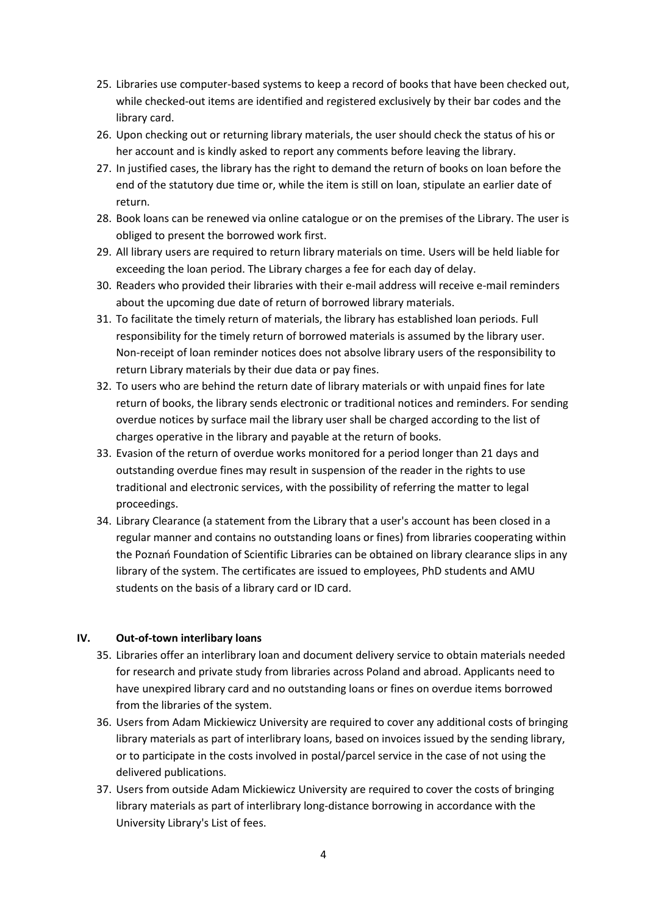25. Libraries use computer-based systems to keep a record of books that have been checked out, while checked-out items are identified and registered exclusively by their bar codes and the library card.
26. Upon checking out or returning library materials, the user should check the status of his or her account and is kindly asked to report any comments before leaving the library.
27. In justified cases, the library has the right to demand the return of books on loan before the end of the statutory due time or, while the item is still on loan, stipulate an earlier date of return.
28. Book loans can be renewed via online catalogue or on the premises of the Library. The user is obliged to present the borrowed work first.
29. All library users are required to return library materials on time. Users will be held liable for exceeding the loan period. The Library charges a fee for each day of delay.
30. Readers who provided their libraries with their e-mail address will receive e-mail reminders about the upcoming due date of return of borrowed library materials.
31. To facilitate the timely return of materials, the library has established loan periods. Full responsibility for the timely return of borrowed materials is assumed by the library user. Non-receipt of loan reminder notices does not absolve library users of the responsibility to return Library materials by their due data or pay fines.
32. To users who are behind the return date of library materials or with unpaid fines for late return of books, the library sends electronic or traditional notices and reminders. For sending overdue notices by surface mail the library user shall be charged according to the list of charges operative in the library and payable at the return of books.
33. Evasion of the return of overdue works monitored for a period longer than 21 days and outstanding overdue fines may result in suspension of the reader in the rights to use traditional and electronic services, with the possibility of referring the matter to legal proceedings.
34. Library Clearance (a statement from the Library that a user's account has been closed in a regular manner and contains no outstanding loans or fines) from libraries cooperating within the Poznań Foundation of Scientific Libraries can be obtained on library clearance slips in any library of the system. The certificates are issued to employees, PhD students and AMU students on the basis of a library card or ID card.

## IV. Out-of-town interlibary loans

35. Libraries offer an interlibrary loan and document delivery service to obtain materials needed for research and private study from libraries across Poland and abroad. Applicants need to have unexpired library card and no outstanding loans or fines on overdue items borrowed from the libraries of the system.
36. Users from Adam Mickiewicz University are required to cover any additional costs of bringing library materials as part of interlibrary loans, based on invoices issued by the sending library, or to participate in the costs involved in postal/parcel service in the case of not using the delivered publications.
37. Users from outside Adam Mickiewicz University are required to cover the costs of bringing library materials as part of interlibrary long-distance borrowing in accordance with the University Library's List of fees.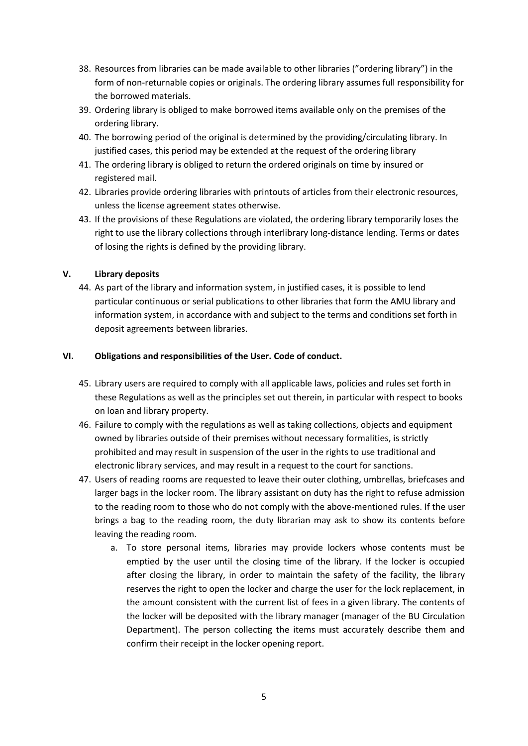38. Resources from libraries can be made available to other libraries (”ordering library”) in the form of non-returnable copies or originals. The ordering library assumes full responsibility for the borrowed materials.
39. Ordering library is obliged to make borrowed items available only on the premises of the ordering library.
40. The borrowing period of the original is determined by the providing/circulating library. In justified cases, this period may be extended at the request of the ordering library
41. The ordering library is obliged to return the ordered originals on time by insured or registered mail.
42. Libraries provide ordering libraries with printouts of articles from their electronic resources, unless the license agreement states otherwise.
43. If the provisions of these Regulations are violated, the ordering library temporarily loses the right to use the library collections through interlibrary long-distance lending. Terms or dates of losing the rights is defined by the providing library.

## V. Library deposits

44. As part of the library and information system, in justified cases, it is possible to lend particular continuous or serial publications to other libraries that form the AMU library and information system, in accordance with and subject to the terms and conditions set forth in deposit agreements between libraries.

## VI. Obligations and responsibilities of the User. Code of conduct.

45. Library users are required to comply with all applicable laws, policies and rules set forth in these Regulations as well as the principles set out therein, in particular with respect to books on loan and library property.
46. Failure to comply with the regulations as well as taking collections, objects and equipment owned by libraries outside of their premises without necessary formalities, is strictly prohibited and may result in suspension of the user in the rights to use traditional and electronic library services, and may result in a request to the court for sanctions.
47. Users of reading rooms are requested to leave their outer clothing, umbrellas, briefcases and larger bags in the locker room. The library assistant on duty has the right to refuse admission to the reading room to those who do not comply with the above-mentioned rules. If the user brings a bag to the reading room, the duty librarian may ask to show its contents before leaving the reading room.
    a. To store personal items, libraries may provide lockers whose contents must be emptied by the user until the closing time of the library. If the locker is occupied after closing the library, in order to maintain the safety of the facility, the library reserves the right to open the locker and charge the user for the lock replacement, in the amount consistent with the current list of fees in a given library. The contents of the locker will be deposited with the library manager (manager of the BU Circulation Department). The person collecting the items must accurately describe them and confirm their receipt in the locker opening report.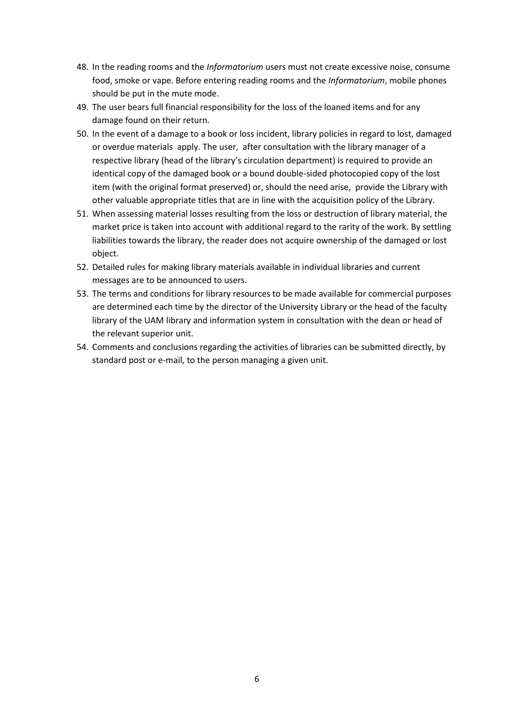48. In the reading rooms and the *Informatorium* users must not create excessive noise, consume food, smoke or vape. Before entering reading rooms and the *Informatorium*, mobile phones should be put in the mute mode.
49. The user bears full financial responsibility for the loss of the loaned items and for any damage found on their return.
50. In the event of a damage to a book or loss incident, library policies in regard to lost, damaged or overdue materials apply. The user, after consultation with the library manager of a respective library (head of the library's circulation department) is required to provide an identical copy of the damaged book or a bound double-sided photocopied copy of the lost item (with the original format preserved) or, should the need arise, provide the Library with other valuable appropriate titles that are in line with the acquisition policy of the Library.
51. When assessing material losses resulting from the loss or destruction of library material, the market price is taken into account with additional regard to the rarity of the work. By settling liabilities towards the library, the reader does not acquire ownership of the damaged or lost object.
52. Detailed rules for making library materials available in individual libraries and current messages are to be announced to users.
53. The terms and conditions for library resources to be made available for commercial purposes are determined each time by the director of the University Library or the head of the faculty library of the UAM library and information system in consultation with the dean or head of the relevant superior unit.
54. Comments and conclusions regarding the activities of libraries can be submitted directly, by standard post or e-mail, to the person managing a given unit.